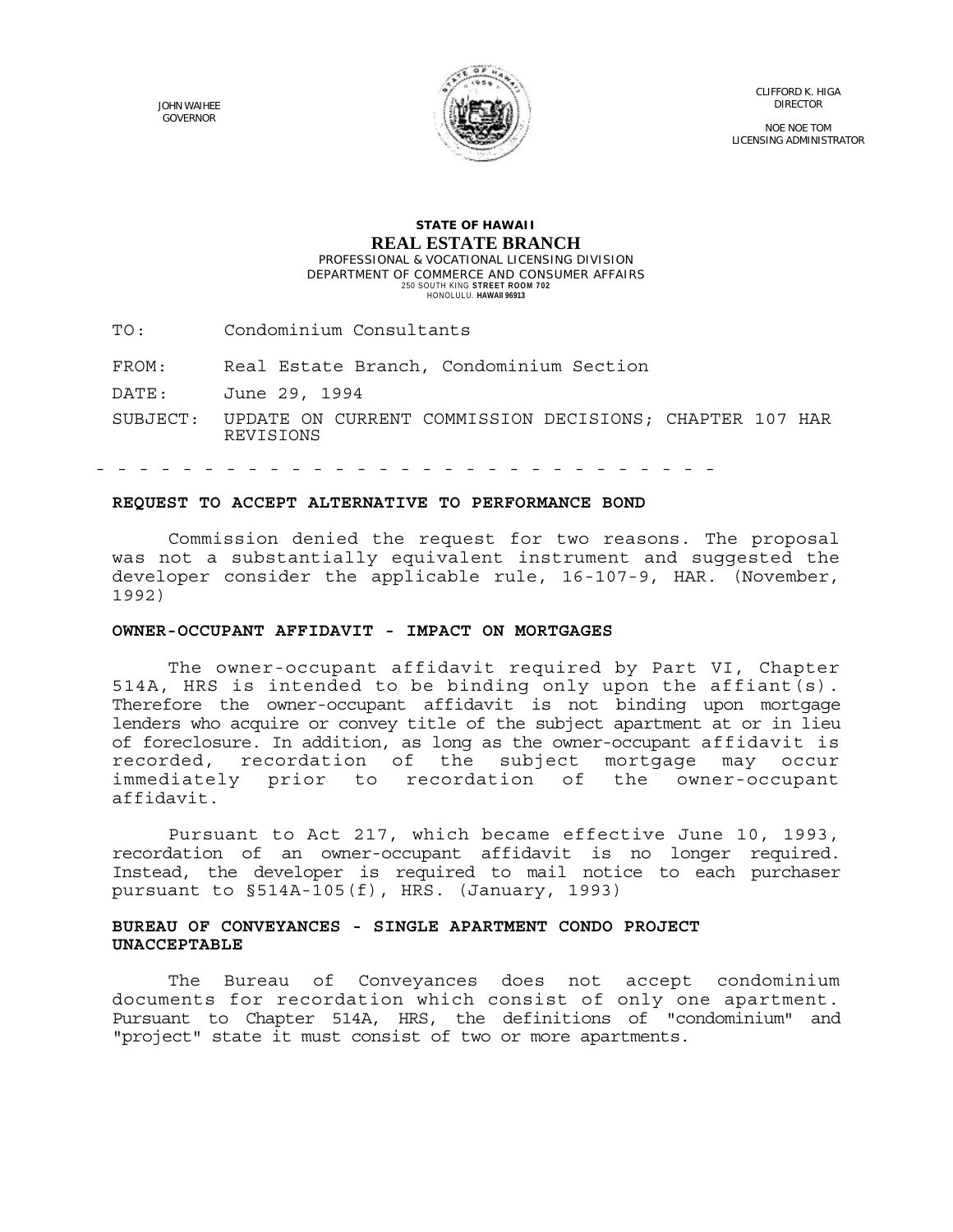JOHN WAIHEE
GOVERNOR

CLIFFORD K. HIGA
DIRECTOR

NOE NOE TOM
LICENSING ADMINISTRATOR

**STATE OF HAWAII**

**REAL ESTATE BRANCH**

PROFESSIONAL & VOCATIONAL LICENSING DIVISION
DEPARTMENT OF COMMERCE AND CONSUMER AFFAIRS
250 SOUTH KING STREET ROOM 702
HONOLULU, HAWAII 96913

TO: Condominium Consultants

FROM: Real Estate Branch, Condominium Section

DATE: June 29, 1994

SUBJECT: UPDATE ON CURRENT COMMISSION DECISIONS; CHAPTER 107 HAR REVISIONS

- - - - - - - - - - - - - - - - - - - - - - - - - - - - - -

**REQUEST TO ACCEPT ALTERNATIVE TO PERFORMANCE BOND**

Commission denied the request for two reasons. The proposal was not a substantially equivalent instrument and suggested the developer consider the applicable rule, 16-107-9, HAR. (November, 1992)

**OWNER-OCCUPANT AFFIDAVIT - IMPACT ON MORTGAGES**

The owner-occupant affidavit required by Part VI, Chapter 514A, HRS is intended to be binding only upon the affiant(s). Therefore the owner-occupant affidavit is not binding upon mortgage lenders who acquire or convey title of the subject apartment at or in lieu of foreclosure. In addition, as long as the owner-occupant affidavit is recorded, recordation of the subject mortgage may occur immediately prior to recordation of the owner-occupant affidavit.

Pursuant to Act 217, which became effective June 10, 1993, recordation of an owner-occupant affidavit is no longer required. Instead, the developer is required to mail notice to each purchaser pursuant to §514A-105(f), HRS. (January, 1993)

**BUREAU OF CONVEYANCES - SINGLE APARTMENT CONDO PROJECT UNACCEPTABLE**

The Bureau of Conveyances does not accept condominium documents for recordation which consist of only one apartment. Pursuant to Chapter 514A, HRS, the definitions of "condominium" and "project" state it must consist of two or more apartments.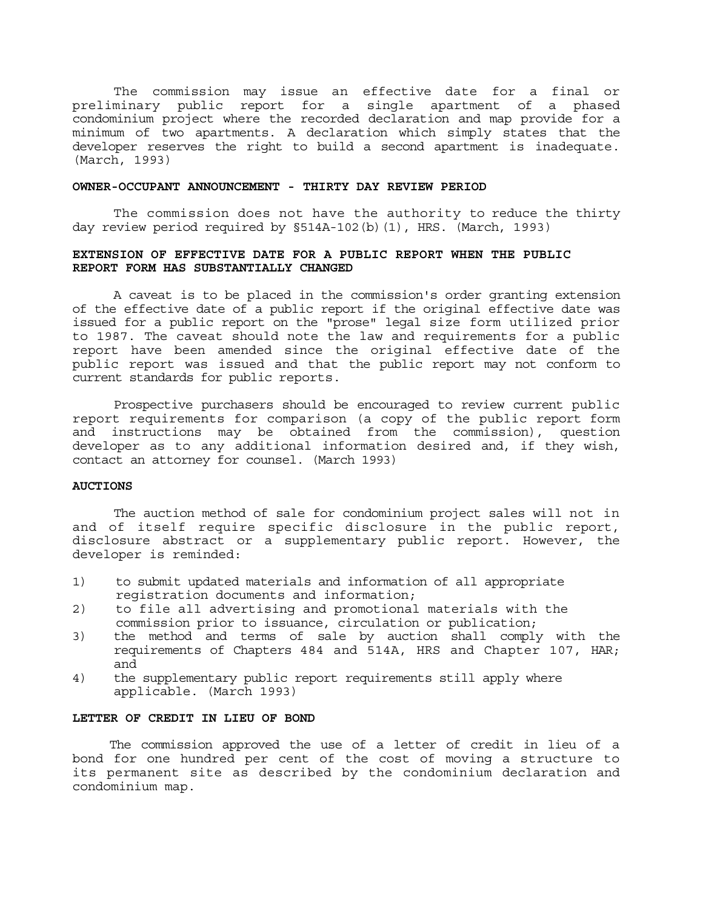The commission may issue an effective date for a final or preliminary public report for a single apartment of a phased condominium project where the recorded declaration and map provide for a minimum of two apartments. A declaration which simply states that the developer reserves the right to build a second apartment is inadequate. (March, 1993)

**OWNER-OCCUPANT ANNOUNCEMENT - THIRTY DAY REVIEW PERIOD**

The commission does not have the authority to reduce the thirty day review period required by §514A-102(b)(1), HRS. (March, 1993)

**EXTENSION OF EFFECTIVE DATE FOR A PUBLIC REPORT WHEN THE PUBLIC REPORT FORM HAS SUBSTANTIALLY CHANGED**

A caveat is to be placed in the commission's order granting extension of the effective date of a public report if the original effective date was issued for a public report on the "prose" legal size form utilized prior to 1987. The caveat should note the law and requirements for a public report have been amended since the original effective date of the public report was issued and that the public report may not conform to current standards for public reports.

Prospective purchasers should be encouraged to review current public report requirements for comparison (a copy of the public report form and instructions may be obtained from the commission), question developer as to any additional information desired and, if they wish, contact an attorney for counsel. (March 1993)

**AUCTIONS**

The auction method of sale for condominium project sales will not in and of itself require specific disclosure in the public report, disclosure abstract or a supplementary public report. However, the developer is reminded:

1) to submit updated materials and information of all appropriate registration documents and information;
2) to file all advertising and promotional materials with the commission prior to issuance, circulation or publication;
3) the method and terms of sale by auction shall comply with the requirements of Chapters 484 and 514A, HRS and Chapter 107, HAR; and
4) the supplementary public report requirements still apply where applicable. (March 1993)

**LETTER OF CREDIT IN LIEU OF BOND**

The commission approved the use of a letter of credit in lieu of a bond for one hundred per cent of the cost of moving a structure to its permanent site as described by the condominium declaration and condominium map.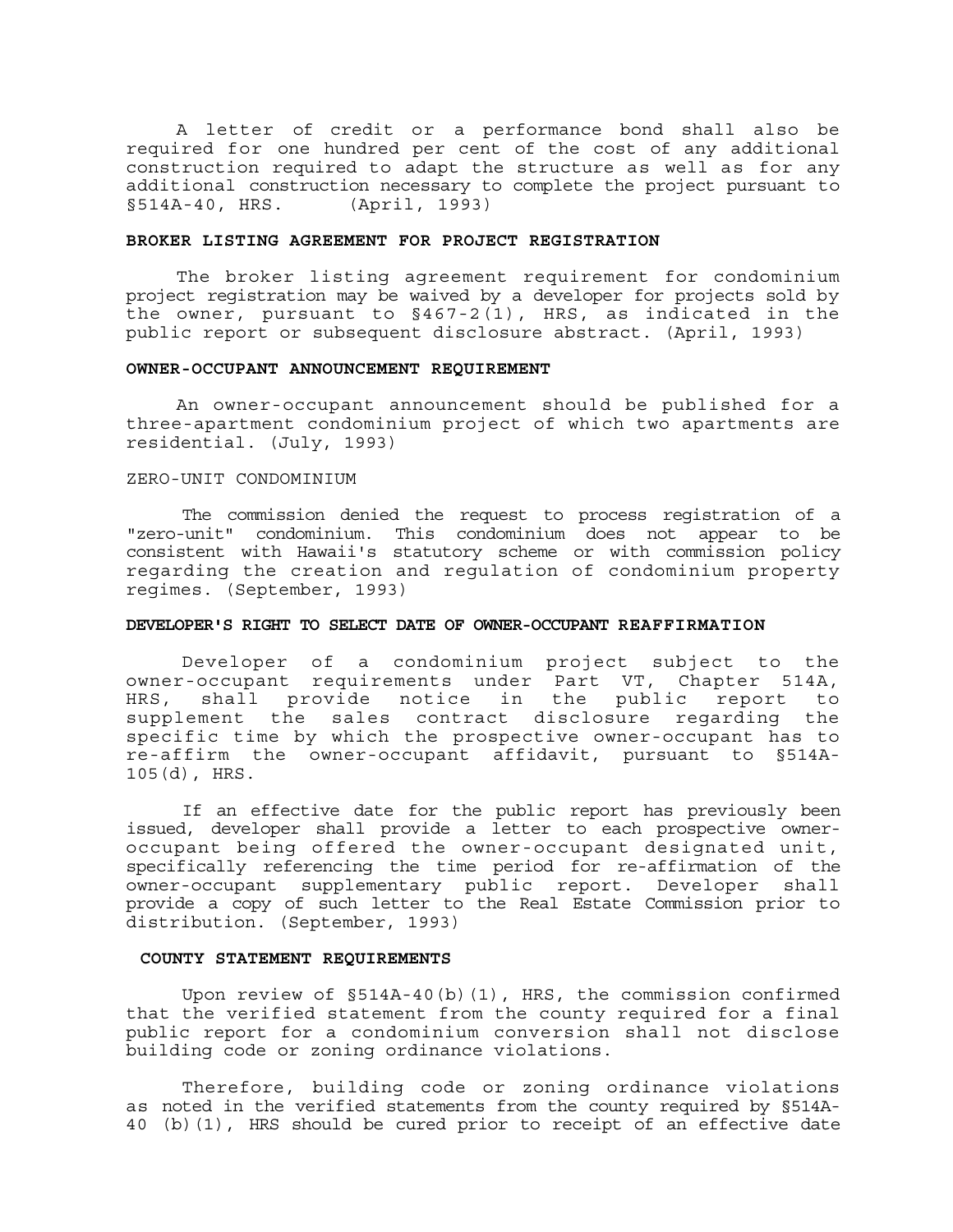A letter of credit or a performance bond shall also be required for one hundred per cent of the cost of any additional construction required to adapt the structure as well as for any additional construction necessary to complete the project pursuant to §514A-40, HRS. (April, 1993)

**BROKER LISTING AGREEMENT FOR PROJECT REGISTRATION**

The broker listing agreement requirement for condominium project registration may be waived by a developer for projects sold by the owner, pursuant to §467-2(1), HRS, as indicated in the public report or subsequent disclosure abstract. (April, 1993)

**OWNER-OCCUPANT ANNOUNCEMENT REQUIREMENT**

An owner-occupant announcement should be published for a three-apartment condominium project of which two apartments are residential. (July, 1993)

ZERO-UNIT CONDOMINIUM

The commission denied the request to process registration of a "zero-unit" condominium. This condominium does not appear to be consistent with Hawaii's statutory scheme or with commission policy regarding the creation and regulation of condominium property regimes. (September, 1993)

**DEVELOPER'S RIGHT TO SELECT DATE OF OWNER-OCCUPANT REAFFIRMATION**

Developer of a condominium project subject to the owner-occupant requirements under Part VT, Chapter 514A, HRS, shall provide notice in the public report to supplement the sales contract disclosure regarding the specific time by which the prospective owner-occupant has to re-affirm the owner-occupant affidavit, pursuant to §514A-105(d), HRS.

If an effective date for the public report has previously been issued, developer shall provide a letter to each prospective owner-occupant being offered the owner-occupant designated unit, specifically referencing the time period for re-affirmation of the owner-occupant supplementary public report. Developer shall provide a copy of such letter to the Real Estate Commission prior to distribution. (September, 1993)

**COUNTY STATEMENT REQUIREMENTS**

Upon review of §514A-40(b)(1), HRS, the commission confirmed that the verified statement from the county required for a final public report for a condominium conversion shall not disclose building code or zoning ordinance violations.

Therefore, building code or zoning ordinance violations as noted in the verified statements from the county required by §514A-40 (b)(1), HRS should be cured prior to receipt of an effective date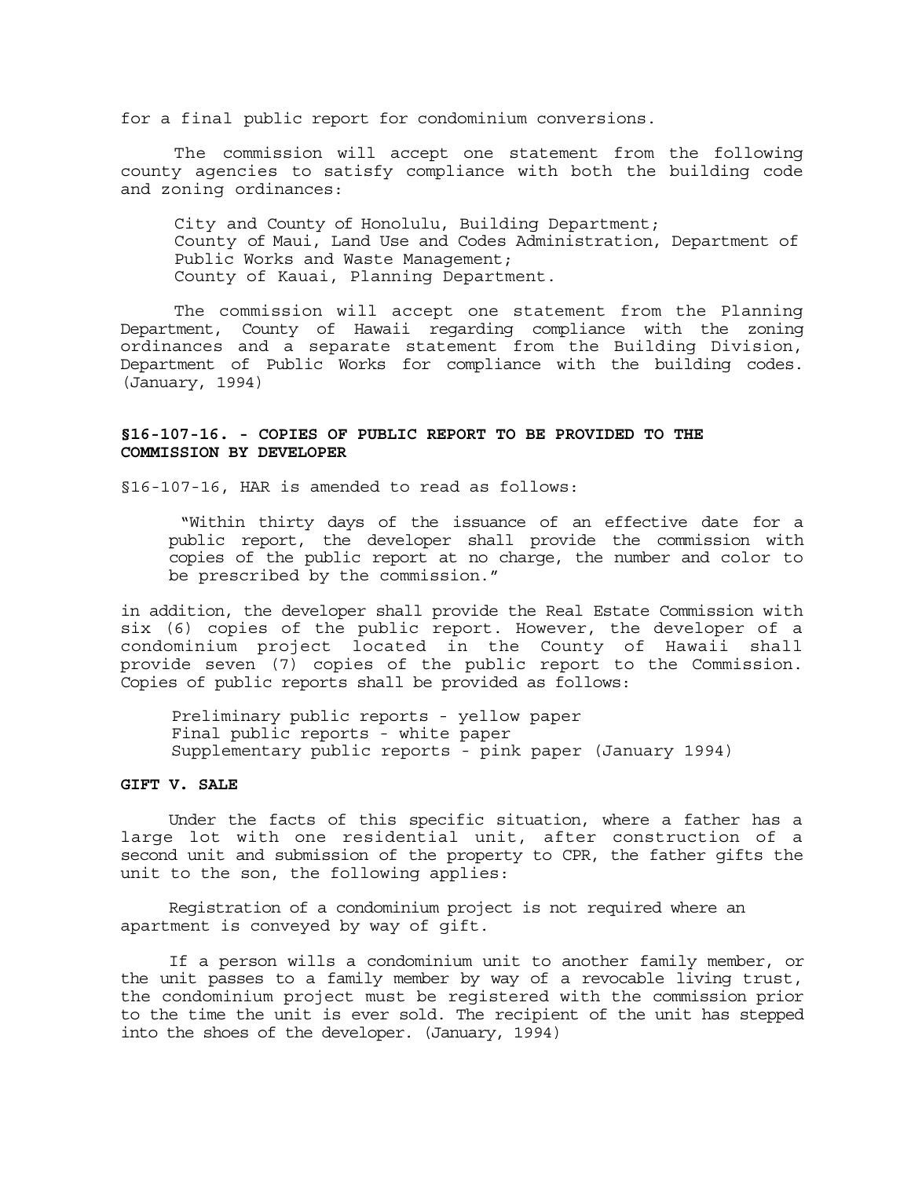for a final public report for condominium conversions.

The commission will accept one statement from the following county agencies to satisfy compliance with both the building code and zoning ordinances:

> City and County of Honolulu, Building Department;
> County of Maui, Land Use and Codes Administration, Department of Public Works and Waste Management;
> County of Kauai, Planning Department.

The commission will accept one statement from the Planning Department, County of Hawaii regarding compliance with the zoning ordinances and a separate statement from the Building Division, Department of Public Works for compliance with the building codes. (January, 1994)

### §16-107-16. - COPIES OF PUBLIC REPORT TO BE PROVIDED TO THE COMMISSION BY DEVELOPER

§16-107-16, HAR is amended to read as follows:

> "Within thirty days of the issuance of an effective date for a public report, the developer shall provide the commission with copies of the public report at no charge, the number and color to be prescribed by the commission."

in addition, the developer shall provide the Real Estate Commission with six (6) copies of the public report. However, the developer of a condominium project located in the County of Hawaii shall provide seven (7) copies of the public report to the Commission. Copies of public reports shall be provided as follows:

> Preliminary public reports - yellow paper
> Final public reports - white paper
> Supplementary public reports - pink paper (January 1994)

### GIFT V. SALE

Under the facts of this specific situation, where a father has a large lot with one residential unit, after construction of a second unit and submission of the property to CPR, the father gifts the unit to the son, the following applies:

Registration of a condominium project is not required where an apartment is conveyed by way of gift.

If a person wills a condominium unit to another family member, or the unit passes to a family member by way of a revocable living trust, the condominium project must be registered with the commission prior to the time the unit is ever sold. The recipient of the unit has stepped into the shoes of the developer. (January, 1994)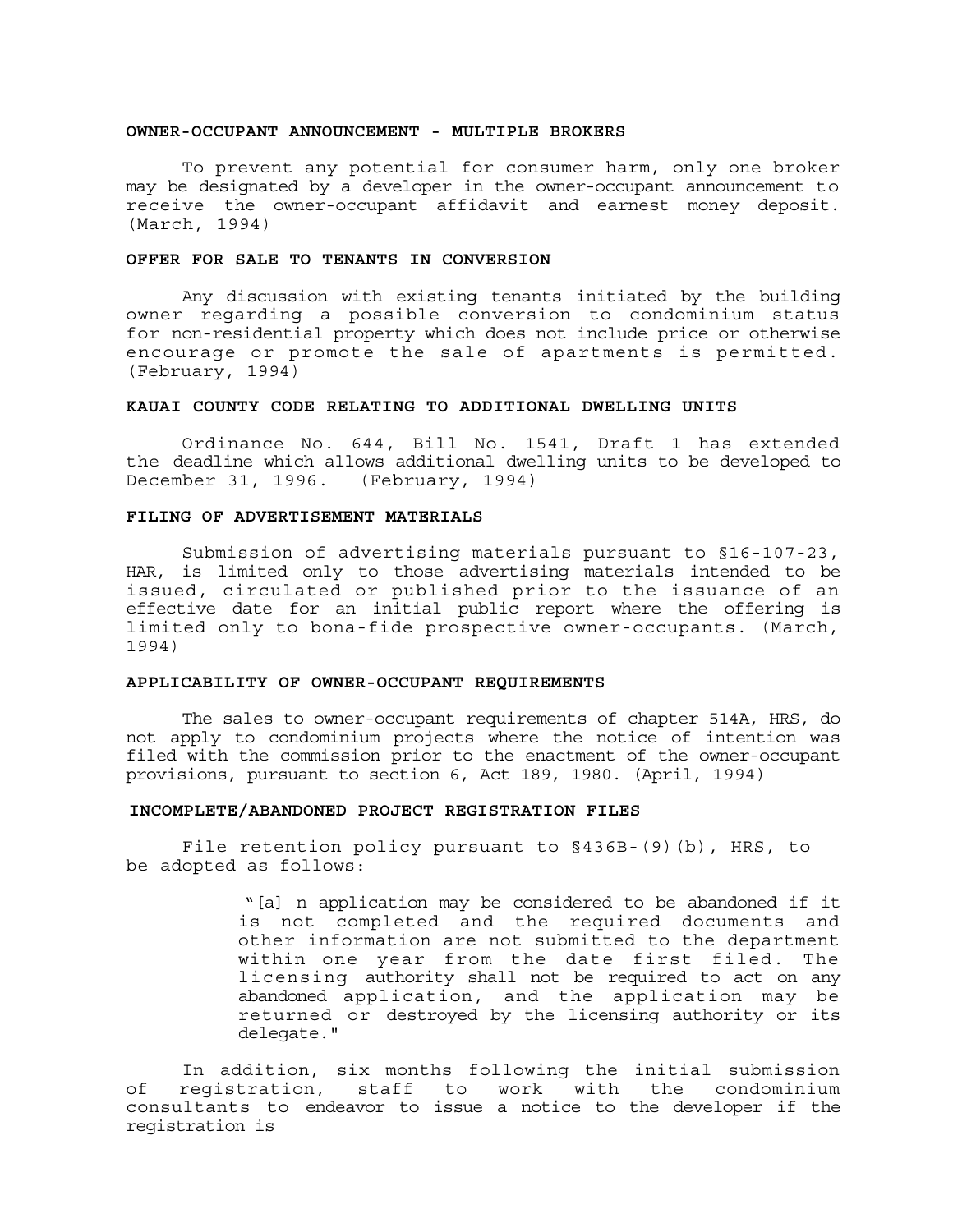**OWNER-OCCUPANT ANNOUNCEMENT - MULTIPLE BROKERS**

To prevent any potential for consumer harm, only one broker may be designated by a developer in the owner-occupant announcement to receive the owner-occupant affidavit and earnest money deposit. (March, 1994)

**OFFER FOR SALE TO TENANTS IN CONVERSION**

Any discussion with existing tenants initiated by the building owner regarding a possible conversion to condominium status for non-residential property which does not include price or otherwise encourage or promote the sale of apartments is permitted. (February, 1994)

**KAUAI COUNTY CODE RELATING TO ADDITIONAL DWELLING UNITS**

Ordinance No. 644, Bill No. 1541, Draft 1 has extended the deadline which allows additional dwelling units to be developed to December 31, 1996. (February, 1994)

**FILING OF ADVERTISEMENT MATERIALS**

Submission of advertising materials pursuant to §16-107-23, HAR, is limited only to those advertising materials intended to be issued, circulated or published prior to the issuance of an effective date for an initial public report where the offering is limited only to bona-fide prospective owner-occupants. (March, 1994)

**APPLICABILITY OF OWNER-OCCUPANT REQUIREMENTS**

The sales to owner-occupant requirements of chapter 514A, HRS, do not apply to condominium projects where the notice of intention was filed with the commission prior to the enactment of the owner-occupant provisions, pursuant to section 6, Act 189, 1980. (April, 1994)

**INCOMPLETE/ABANDONED PROJECT REGISTRATION FILES**

File retention policy pursuant to §436B-(9)(b), HRS, to be adopted as follows:

> "[a] n application may be considered to be abandoned if it is not completed and the required documents and other information are not submitted to the department within one year from the date first filed. The licensing authority shall not be required to act on any abandoned application, and the application may be returned or destroyed by the licensing authority or its delegate."

In addition, six months following the initial submission of registration, staff to work with the condominium consultants to endeavor to issue a notice to the developer if the registration is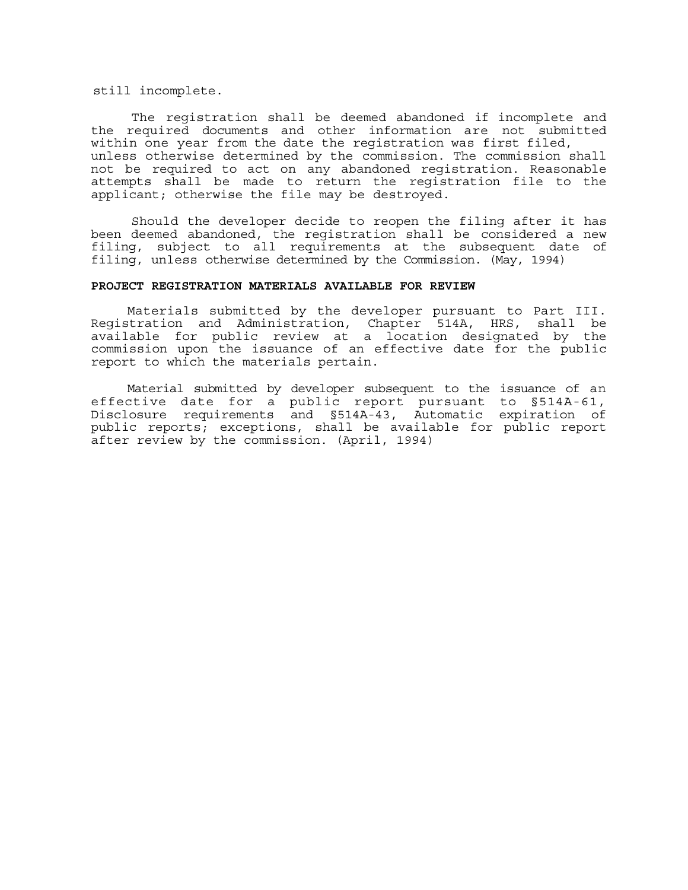still incomplete.

The registration shall be deemed abandoned if incomplete and the required documents and other information are not submitted within one year from the date the registration was first filed, unless otherwise determined by the commission. The commission shall not be required to act on any abandoned registration. Reasonable attempts shall be made to return the registration file to the applicant; otherwise the file may be destroyed.

Should the developer decide to reopen the filing after it has been deemed abandoned, the registration shall be considered a new filing, subject to all requirements at the subsequent date of filing, unless otherwise determined by the Commission. (May, 1994)

**PROJECT REGISTRATION MATERIALS AVAILABLE FOR REVIEW**

Materials submitted by the developer pursuant to Part III. Registration and Administration, Chapter 514A, HRS, shall be available for public review at a location designated by the commission upon the issuance of an effective date for the public report to which the materials pertain.

Material submitted by developer subsequent to the issuance of an effective date for a public report pursuant to §514A-61, Disclosure requirements and §514A-43, Automatic expiration of public reports; exceptions, shall be available for public report after review by the commission. (April, 1994)